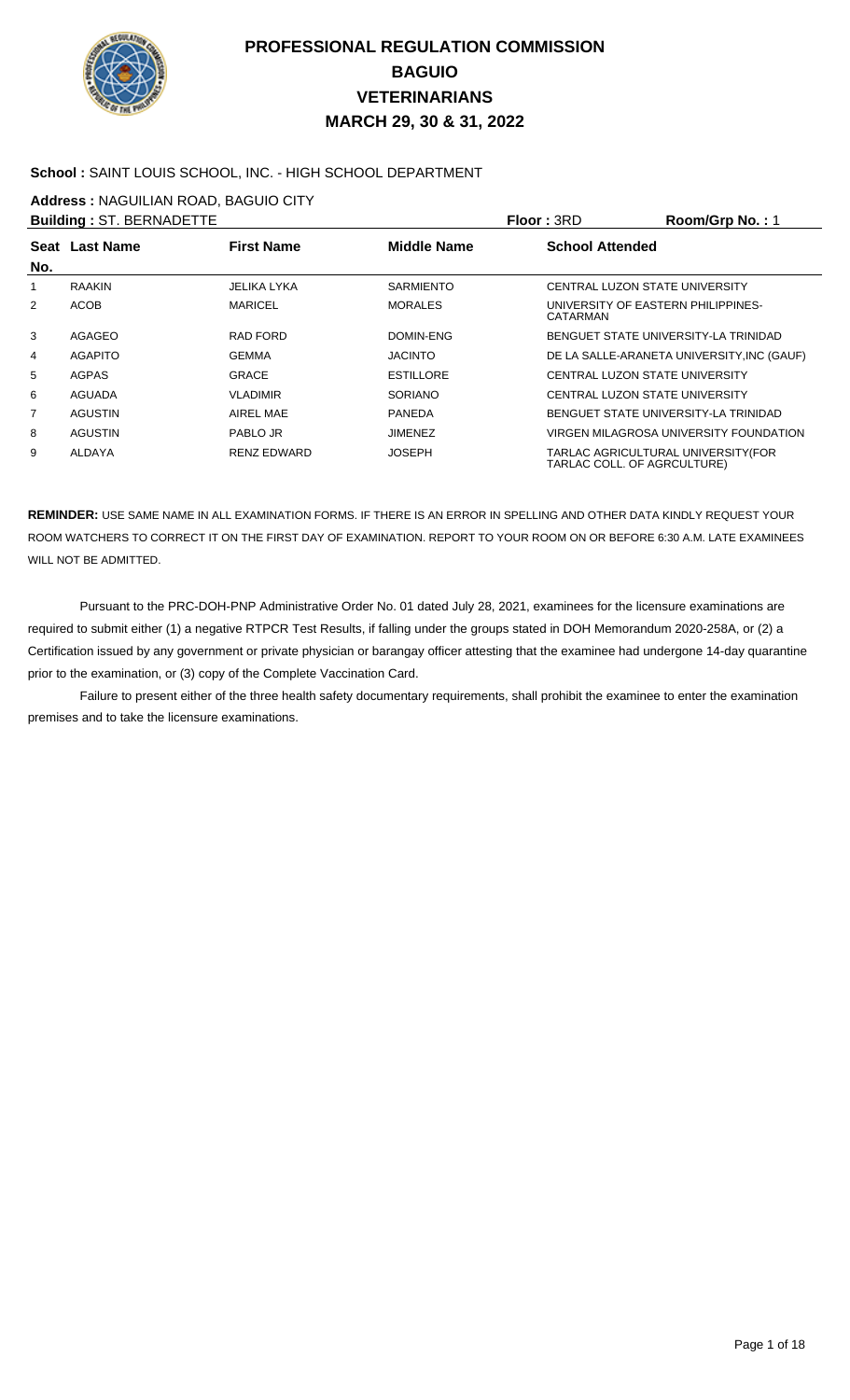# PROFESSIONAL REGULATION COMMISSION
## BAGUIO
## VETERINARIANS
## MARCH 29, 30 & 31, 2022

**School :** SAINT LOUIS SCHOOL, INC. - HIGH SCHOOL DEPARTMENT

**Address :** NAGUILIAN ROAD, BAGUIO CITY

**Building :** ST. BERNADETTE　　**Floor :** 3RD　　**Room/Grp No. :** 1

| Seat No. | Last Name | First Name | Middle Name | School Attended |
|---|---|---|---|---|
| 1 | RAAKIN | JELIKA LYKA | SARMIENTO | CENTRAL LUZON STATE UNIVERSITY |
| 2 | ACOB | MARICEL | MORALES | UNIVERSITY OF EASTERN PHILIPPINES-CATARMAN |
| 3 | AGAGEO | RAD FORD | DOMIN-ENG | BENGUET STATE UNIVERSITY-LA TRINIDAD |
| 4 | AGAPITO | GEMMA | JACINTO | DE LA SALLE-ARANETA UNIVERSITY,INC (GAUF) |
| 5 | AGPAS | GRACE | ESTILLORE | CENTRAL LUZON STATE UNIVERSITY |
| 6 | AGUADA | VLADIMIR | SORIANO | CENTRAL LUZON STATE UNIVERSITY |
| 7 | AGUSTIN | AIREL MAE | PANEDA | BENGUET STATE UNIVERSITY-LA TRINIDAD |
| 8 | AGUSTIN | PABLO JR | JIMENEZ | VIRGEN MILAGROSA UNIVERSITY FOUNDATION |
| 9 | ALDAYA | RENZ EDWARD | JOSEPH | TARLAC AGRICULTURAL UNIVERSITY(FOR TARLAC COLL. OF AGRCULTURE) |

**REMINDER:** USE SAME NAME IN ALL EXAMINATION FORMS. IF THERE IS AN ERROR IN SPELLING AND OTHER DATA KINDLY REQUEST YOUR ROOM WATCHERS TO CORRECT IT ON THE FIRST DAY OF EXAMINATION. REPORT TO YOUR ROOM ON OR BEFORE 6:30 A.M. LATE EXAMINEES WILL NOT BE ADMITTED.

Pursuant to the PRC-DOH-PNP Administrative Order No. 01 dated July 28, 2021, examinees for the licensure examinations are required to submit either (1) a negative RTPCR Test Results, if falling under the groups stated in DOH Memorandum 2020-258A, or (2) a Certification issued by any government or private physician or barangay officer attesting that the examinee had undergone 14-day quarantine prior to the examination, or (3) copy of the Complete Vaccination Card.

Failure to present either of the three health safety documentary requirements, shall prohibit the examinee to enter the examination premises and to take the licensure examinations.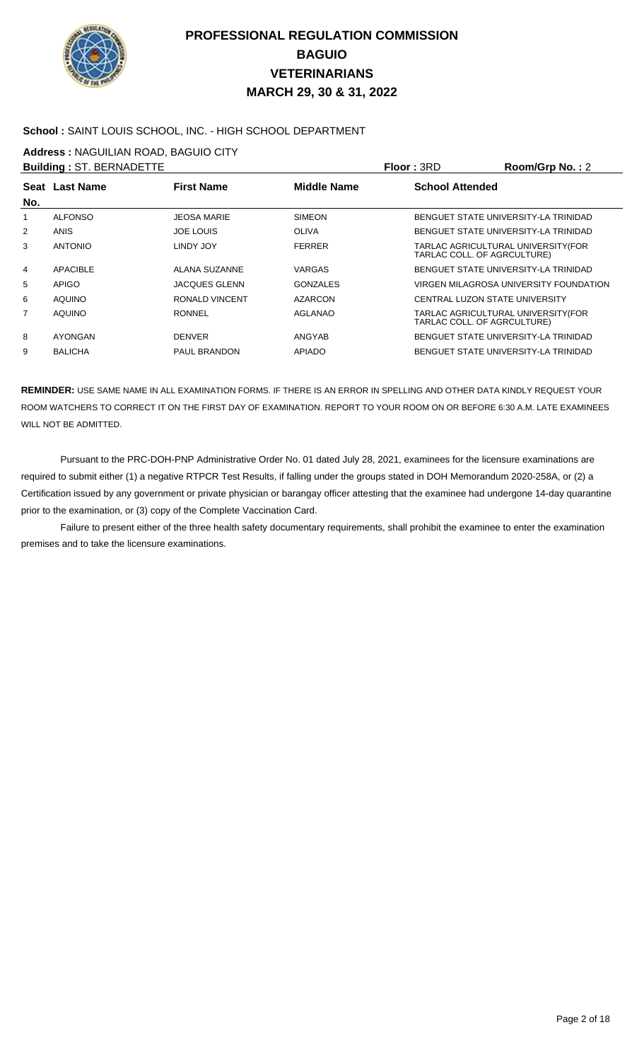# PROFESSIONAL REGULATION COMMISSION
## BAGUIO
## VETERINARIANS
## MARCH 29, 30 & 31, 2022

**School :** SAINT LOUIS SCHOOL, INC. - HIGH SCHOOL DEPARTMENT

**Address :** NAGUILIAN ROAD, BAGUIO CITY

**Building :** ST. BERNADETTE **Floor :** 3RD **Room/Grp No. :** 2

| Seat No. | Last Name | First Name | Middle Name | School Attended |
|---|---|---|---|---|
| 1 | ALFONSO | JEOSA MARIE | SIMEON | BENGUET STATE UNIVERSITY-LA TRINIDAD |
| 2 | ANIS | JOE LOUIS | OLIVA | BENGUET STATE UNIVERSITY-LA TRINIDAD |
| 3 | ANTONIO | LINDY JOY | FERRER | TARLAC AGRICULTURAL UNIVERSITY(FOR TARLAC COLL. OF AGRCULTURE) |
| 4 | APACIBLE | ALANA SUZANNE | VARGAS | BENGUET STATE UNIVERSITY-LA TRINIDAD |
| 5 | APIGO | JACQUES GLENN | GONZALES | VIRGEN MILAGROSA UNIVERSITY FOUNDATION |
| 6 | AQUINO | RONALD VINCENT | AZARCON | CENTRAL LUZON STATE UNIVERSITY |
| 7 | AQUINO | RONNEL | AGLANAO | TARLAC AGRICULTURAL UNIVERSITY(FOR TARLAC COLL. OF AGRCULTURE) |
| 8 | AYONGAN | DENVER | ANGYAB | BENGUET STATE UNIVERSITY-LA TRINIDAD |
| 9 | BALICHA | PAUL BRANDON | APIADO | BENGUET STATE UNIVERSITY-LA TRINIDAD |

**REMINDER:** USE SAME NAME IN ALL EXAMINATION FORMS. IF THERE IS AN ERROR IN SPELLING AND OTHER DATA KINDLY REQUEST YOUR ROOM WATCHERS TO CORRECT IT ON THE FIRST DAY OF EXAMINATION. REPORT TO YOUR ROOM ON OR BEFORE 6:30 A.M. LATE EXAMINEES WILL NOT BE ADMITTED.

Pursuant to the PRC-DOH-PNP Administrative Order No. 01 dated July 28, 2021, examinees for the licensure examinations are required to submit either (1) a negative RTPCR Test Results, if falling under the groups stated in DOH Memorandum 2020-258A, or (2) a Certification issued by any government or private physician or barangay officer attesting that the examinee had undergone 14-day quarantine prior to the examination, or (3) copy of the Complete Vaccination Card.

Failure to present either of the three health safety documentary requirements, shall prohibit the examinee to enter the examination premises and to take the licensure examinations.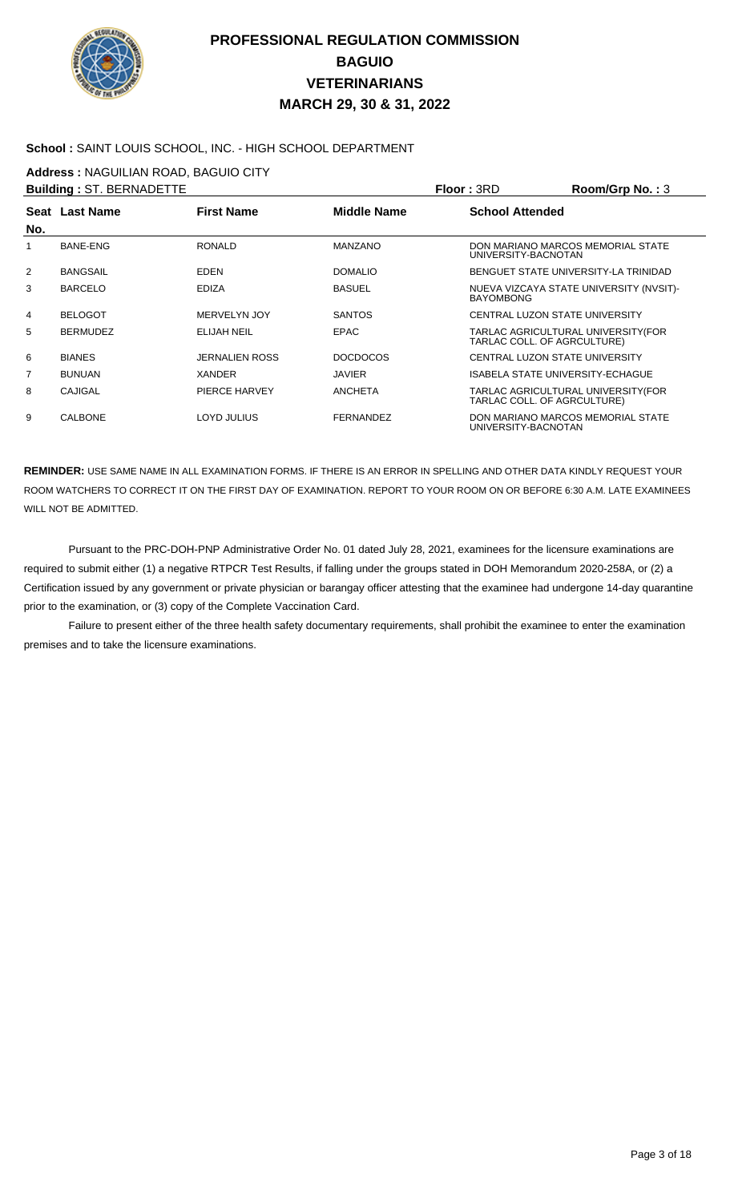# PROFESSIONAL REGULATION COMMISSION
## BAGUIO
## VETERINARIANS
## MARCH 29, 30 & 31, 2022

**School :** SAINT LOUIS SCHOOL, INC. - HIGH SCHOOL DEPARTMENT

**Address :** NAGUILIAN ROAD, BAGUIO CITY

**Building :** ST. BERNADETTE **Floor :** 3RD **Room/Grp No. :** 3

| Seat No. | Last Name | First Name | Middle Name | School Attended |
|---|---|---|---|---|
| 1 | BANE-ENG | RONALD | MANZANO | DON MARIANO MARCOS MEMORIAL STATE UNIVERSITY-BACNOTAN |
| 2 | BANGSAIL | EDEN | DOMALIO | BENGUET STATE UNIVERSITY-LA TRINIDAD |
| 3 | BARCELO | EDIZA | BASUEL | NUEVA VIZCAYA STATE UNIVERSITY (NVSIT)-BAYOMBONG |
| 4 | BELOGOT | MERVELYN JOY | SANTOS | CENTRAL LUZON STATE UNIVERSITY |
| 5 | BERMUDEZ | ELIJAH NEIL | EPAC | TARLAC AGRICULTURAL UNIVERSITY(FOR TARLAC COLL. OF AGRCULTURE) |
| 6 | BIANES | JERNALIEN ROSS | DOCDOCOS | CENTRAL LUZON STATE UNIVERSITY |
| 7 | BUNUAN | XANDER | JAVIER | ISABELA STATE UNIVERSITY-ECHAGUE |
| 8 | CAJIGAL | PIERCE HARVEY | ANCHETA | TARLAC AGRICULTURAL UNIVERSITY(FOR TARLAC COLL. OF AGRCULTURE) |
| 9 | CALBONE | LOYD JULIUS | FERNANDEZ | DON MARIANO MARCOS MEMORIAL STATE UNIVERSITY-BACNOTAN |

**REMINDER:** USE SAME NAME IN ALL EXAMINATION FORMS. IF THERE IS AN ERROR IN SPELLING AND OTHER DATA KINDLY REQUEST YOUR ROOM WATCHERS TO CORRECT IT ON THE FIRST DAY OF EXAMINATION. REPORT TO YOUR ROOM ON OR BEFORE 6:30 A.M. LATE EXAMINEES WILL NOT BE ADMITTED.

Pursuant to the PRC-DOH-PNP Administrative Order No. 01 dated July 28, 2021, examinees for the licensure examinations are required to submit either (1) a negative RTPCR Test Results, if falling under the groups stated in DOH Memorandum 2020-258A, or (2) a Certification issued by any government or private physician or barangay officer attesting that the examinee had undergone 14-day quarantine prior to the examination, or (3) copy of the Complete Vaccination Card.

Failure to present either of the three health safety documentary requirements, shall prohibit the examinee to enter the examination premises and to take the licensure examinations.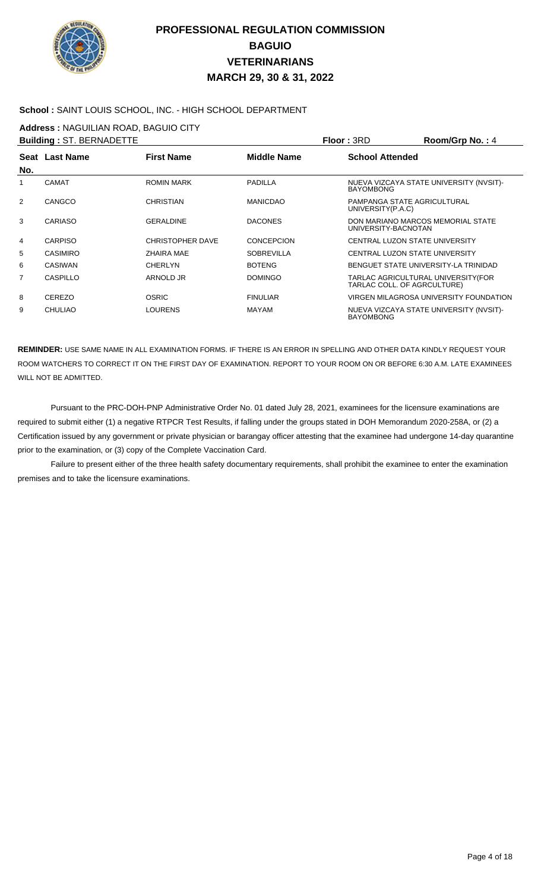# PROFESSIONAL REGULATION COMMISSION
## BAGUIO
## VETERINARIANS
## MARCH 29, 30 & 31, 2022

**School :** SAINT LOUIS SCHOOL, INC. - HIGH SCHOOL DEPARTMENT

**Address :** NAGUILIAN ROAD, BAGUIO CITY

**Building :** ST. BERNADETTE **Floor :** 3RD **Room/Grp No. :** 4

| Seat No. | Last Name | First Name | Middle Name | School Attended |
|---|---|---|---|---|
| 1 | CAMAT | ROMIN MARK | PADILLA | NUEVA VIZCAYA STATE UNIVERSITY (NVSIT)-BAYOMBONG |
| 2 | CANGCO | CHRISTIAN | MANICDAO | PAMPANGA STATE AGRICULTURAL UNIVERSITY(P.A.C) |
| 3 | CARIASO | GERALDINE | DACONES | DON MARIANO MARCOS MEMORIAL STATE UNIVERSITY-BACNOTAN |
| 4 | CARPISO | CHRISTOPHER DAVE | CONCEPCION | CENTRAL LUZON STATE UNIVERSITY |
| 5 | CASIMIRO | ZHAIRA MAE | SOBREVILLA | CENTRAL LUZON STATE UNIVERSITY |
| 6 | CASIWAN | CHERLYN | BOTENG | BENGUET STATE UNIVERSITY-LA TRINIDAD |
| 7 | CASPILLO | ARNOLD JR | DOMINGO | TARLAC AGRICULTURAL UNIVERSITY(FOR TARLAC COLL. OF AGRCULTURE) |
| 8 | CEREZO | OSRIC | FINULIAR | VIRGEN MILAGROSA UNIVERSITY FOUNDATION |
| 9 | CHULIAO | LOURENS | MAYAM | NUEVA VIZCAYA STATE UNIVERSITY (NVSIT)-BAYOMBONG |

**REMINDER:** USE SAME NAME IN ALL EXAMINATION FORMS. IF THERE IS AN ERROR IN SPELLING AND OTHER DATA KINDLY REQUEST YOUR ROOM WATCHERS TO CORRECT IT ON THE FIRST DAY OF EXAMINATION. REPORT TO YOUR ROOM ON OR BEFORE 6:30 A.M. LATE EXAMINEES WILL NOT BE ADMITTED.

Pursuant to the PRC-DOH-PNP Administrative Order No. 01 dated July 28, 2021, examinees for the licensure examinations are required to submit either (1) a negative RTPCR Test Results, if falling under the groups stated in DOH Memorandum 2020-258A, or (2) a Certification issued by any government or private physician or barangay officer attesting that the examinee had undergone 14-day quarantine prior to the examination, or (3) copy of the Complete Vaccination Card.

Failure to present either of the three health safety documentary requirements, shall prohibit the examinee to enter the examination premises and to take the licensure examinations.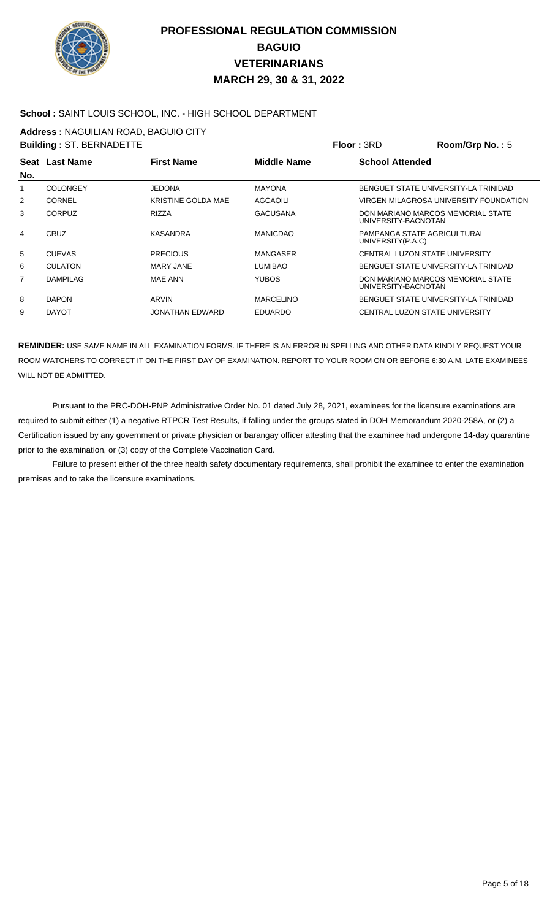# PROFESSIONAL REGULATION COMMISSION
## BAGUIO
## VETERINARIANS
## MARCH 29, 30 & 31, 2022

**School :** SAINT LOUIS SCHOOL, INC. - HIGH SCHOOL DEPARTMENT

**Address :** NAGUILIAN ROAD, BAGUIO CITY

**Building :** ST. BERNADETTE **Floor :** 3RD **Room/Grp No. :** 5

| Seat No. | Last Name | First Name | Middle Name | School Attended |
|---|---|---|---|---|
| 1 | COLONGEY | JEDONA | MAYONA | BENGUET STATE UNIVERSITY-LA TRINIDAD |
| 2 | CORNEL | KRISTINE GOLDA MAE | AGCAOILI | VIRGEN MILAGROSA UNIVERSITY FOUNDATION |
| 3 | CORPUZ | RIZZA | GACUSANA | DON MARIANO MARCOS MEMORIAL STATE UNIVERSITY-BACNOTAN |
| 4 | CRUZ | KASANDRA | MANICDAO | PAMPANGA STATE AGRICULTURAL UNIVERSITY(P.A.C) |
| 5 | CUEVAS | PRECIOUS | MANGASER | CENTRAL LUZON STATE UNIVERSITY |
| 6 | CULATON | MARY JANE | LUMIBAO | BENGUET STATE UNIVERSITY-LA TRINIDAD |
| 7 | DAMPILAG | MAE ANN | YUBOS | DON MARIANO MARCOS MEMORIAL STATE UNIVERSITY-BACNOTAN |
| 8 | DAPON | ARVIN | MARCELINO | BENGUET STATE UNIVERSITY-LA TRINIDAD |
| 9 | DAYOT | JONATHAN EDWARD | EDUARDO | CENTRAL LUZON STATE UNIVERSITY |

**REMINDER:** USE SAME NAME IN ALL EXAMINATION FORMS. IF THERE IS AN ERROR IN SPELLING AND OTHER DATA KINDLY REQUEST YOUR ROOM WATCHERS TO CORRECT IT ON THE FIRST DAY OF EXAMINATION. REPORT TO YOUR ROOM ON OR BEFORE 6:30 A.M. LATE EXAMINEES WILL NOT BE ADMITTED.

Pursuant to the PRC-DOH-PNP Administrative Order No. 01 dated July 28, 2021, examinees for the licensure examinations are required to submit either (1) a negative RTPCR Test Results, if falling under the groups stated in DOH Memorandum 2020-258A, or (2) a Certification issued by any government or private physician or barangay officer attesting that the examinee had undergone 14-day quarantine prior to the examination, or (3) copy of the Complete Vaccination Card.

Failure to present either of the three health safety documentary requirements, shall prohibit the examinee to enter the examination premises and to take the licensure examinations.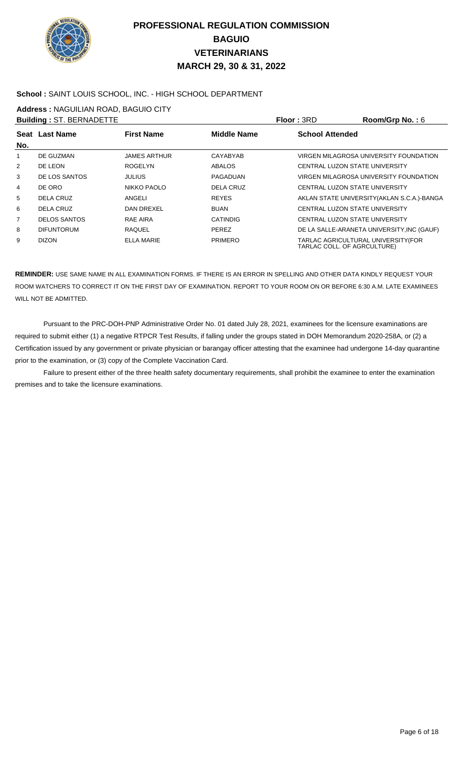# PROFESSIONAL REGULATION COMMISSION
## BAGUIO
## VETERINARIANS
## MARCH 29, 30 & 31, 2022

**School :** SAINT LOUIS SCHOOL, INC. - HIGH SCHOOL DEPARTMENT

**Address :** NAGUILIAN ROAD, BAGUIO CITY

**Building :** ST. BERNADETTE **Floor :** 3RD **Room/Grp No. :** 6

| Seat No. | Last Name | First Name | Middle Name | School Attended |
|---|---|---|---|---|
| 1 | DE GUZMAN | JAMES ARTHUR | CAYABYAB | VIRGEN MILAGROSA UNIVERSITY FOUNDATION |
| 2 | DE LEON | ROGELYN | ABALOS | CENTRAL LUZON STATE UNIVERSITY |
| 3 | DE LOS SANTOS | JULIUS | PAGADUAN | VIRGEN MILAGROSA UNIVERSITY FOUNDATION |
| 4 | DE ORO | NIKKO PAOLO | DELA CRUZ | CENTRAL LUZON STATE UNIVERSITY |
| 5 | DELA CRUZ | ANGELI | REYES | AKLAN STATE UNIVERSITY(AKLAN S.C.A.)-BANGA |
| 6 | DELA CRUZ | DAN DREXEL | BUAN | CENTRAL LUZON STATE UNIVERSITY |
| 7 | DELOS SANTOS | RAE AIRA | CATINDIG | CENTRAL LUZON STATE UNIVERSITY |
| 8 | DIFUNTORUM | RAQUEL | PEREZ | DE LA SALLE-ARANETA UNIVERSITY,INC (GAUF) |
| 9 | DIZON | ELLA MARIE | PRIMERO | TARLAC AGRICULTURAL UNIVERSITY(FOR TARLAC COLL. OF AGRCULTURE) |

**REMINDER:** USE SAME NAME IN ALL EXAMINATION FORMS. IF THERE IS AN ERROR IN SPELLING AND OTHER DATA KINDLY REQUEST YOUR ROOM WATCHERS TO CORRECT IT ON THE FIRST DAY OF EXAMINATION. REPORT TO YOUR ROOM ON OR BEFORE 6:30 A.M. LATE EXAMINEES WILL NOT BE ADMITTED.

Pursuant to the PRC-DOH-PNP Administrative Order No. 01 dated July 28, 2021, examinees for the licensure examinations are required to submit either (1) a negative RTPCR Test Results, if falling under the groups stated in DOH Memorandum 2020-258A, or (2) a Certification issued by any government or private physician or barangay officer attesting that the examinee had undergone 14-day quarantine prior to the examination, or (3) copy of the Complete Vaccination Card.

Failure to present either of the three health safety documentary requirements, shall prohibit the examinee to enter the examination premises and to take the licensure examinations.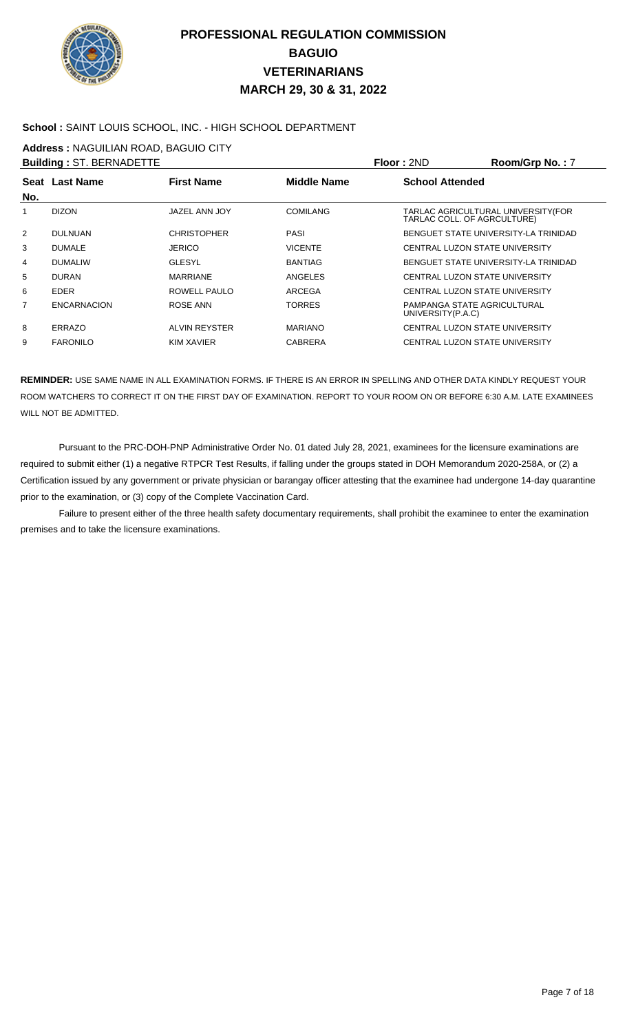# PROFESSIONAL REGULATION COMMISSION
# BAGUIO
# VETERINARIANS
# MARCH 29, 30 & 31, 2022

**School :** SAINT LOUIS SCHOOL, INC. - HIGH SCHOOL DEPARTMENT

**Address :** NAGUILIAN ROAD, BAGUIO CITY

**Building :** ST. BERNADETTE **Floor :** 2ND **Room/Grp No. :** 7

| Seat No. | Last Name | First Name | Middle Name | School Attended |
|---|---|---|---|---|
| 1 | DIZON | JAZEL ANN JOY | COMILANG | TARLAC AGRICULTURAL UNIVERSITY(FOR TARLAC COLL. OF AGRCULTURE) |
| 2 | DULNUAN | CHRISTOPHER | PASI | BENGUET STATE UNIVERSITY-LA TRINIDAD |
| 3 | DUMALE | JERICO | VICENTE | CENTRAL LUZON STATE UNIVERSITY |
| 4 | DUMALIW | GLESYL | BANTIAG | BENGUET STATE UNIVERSITY-LA TRINIDAD |
| 5 | DURAN | MARRIANE | ANGELES | CENTRAL LUZON STATE UNIVERSITY |
| 6 | EDER | ROWELL PAULO | ARCEGA | CENTRAL LUZON STATE UNIVERSITY |
| 7 | ENCARNACION | ROSE ANN | TORRES | PAMPANGA STATE AGRICULTURAL UNIVERSITY(P.A.C) |
| 8 | ERRAZO | ALVIN REYSTER | MARIANO | CENTRAL LUZON STATE UNIVERSITY |
| 9 | FARONILO | KIM XAVIER | CABRERA | CENTRAL LUZON STATE UNIVERSITY |

**REMINDER:** USE SAME NAME IN ALL EXAMINATION FORMS. IF THERE IS AN ERROR IN SPELLING AND OTHER DATA KINDLY REQUEST YOUR ROOM WATCHERS TO CORRECT IT ON THE FIRST DAY OF EXAMINATION. REPORT TO YOUR ROOM ON OR BEFORE 6:30 A.M. LATE EXAMINEES WILL NOT BE ADMITTED.

Pursuant to the PRC-DOH-PNP Administrative Order No. 01 dated July 28, 2021, examinees for the licensure examinations are required to submit either (1) a negative RTPCR Test Results, if falling under the groups stated in DOH Memorandum 2020-258A, or (2) a Certification issued by any government or private physician or barangay officer attesting that the examinee had undergone 14-day quarantine prior to the examination, or (3) copy of the Complete Vaccination Card.

Failure to present either of the three health safety documentary requirements, shall prohibit the examinee to enter the examination premises and to take the licensure examinations.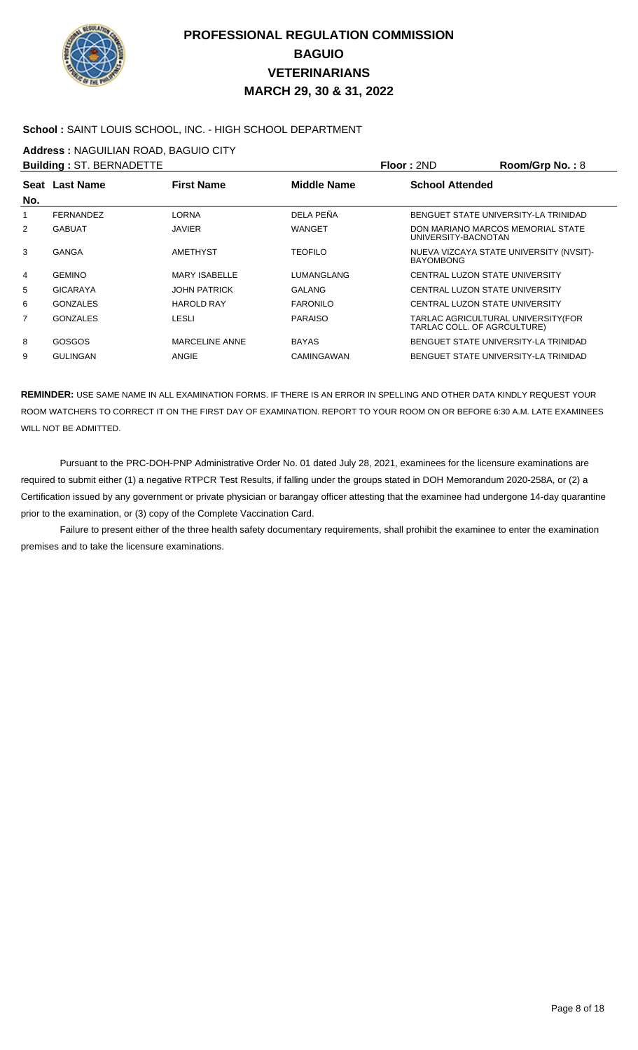# PROFESSIONAL REGULATION COMMISSION
## BAGUIO
## VETERINARIANS
## MARCH 29, 30 & 31, 2022

**School :** SAINT LOUIS SCHOOL, INC. - HIGH SCHOOL DEPARTMENT

**Address :** NAGUILIAN ROAD, BAGUIO CITY

**Building :** ST. BERNADETTE **Floor :** 2ND **Room/Grp No. :** 8

| Seat No. | Last Name | First Name | Middle Name | School Attended |
|---|---|---|---|---|
| 1 | FERNANDEZ | LORNA | DELA PEÑA | BENGUET STATE UNIVERSITY-LA TRINIDAD |
| 2 | GABUAT | JAVIER | WANGET | DON MARIANO MARCOS MEMORIAL STATE UNIVERSITY-BACNOTAN |
| 3 | GANGA | AMETHYST | TEOFILO | NUEVA VIZCAYA STATE UNIVERSITY (NVSIT)-BAYOMBONG |
| 4 | GEMINO | MARY ISABELLE | LUMANGLANG | CENTRAL LUZON STATE UNIVERSITY |
| 5 | GICARAYA | JOHN PATRICK | GALANG | CENTRAL LUZON STATE UNIVERSITY |
| 6 | GONZALES | HAROLD RAY | FARONILO | CENTRAL LUZON STATE UNIVERSITY |
| 7 | GONZALES | LESLI | PARAISO | TARLAC AGRICULTURAL UNIVERSITY(FOR TARLAC COLL. OF AGRCULTURE) |
| 8 | GOSGOS | MARCELINE ANNE | BAYAS | BENGUET STATE UNIVERSITY-LA TRINIDAD |
| 9 | GULINGAN | ANGIE | CAMINGAWAN | BENGUET STATE UNIVERSITY-LA TRINIDAD |

**REMINDER:** USE SAME NAME IN ALL EXAMINATION FORMS. IF THERE IS AN ERROR IN SPELLING AND OTHER DATA KINDLY REQUEST YOUR ROOM WATCHERS TO CORRECT IT ON THE FIRST DAY OF EXAMINATION. REPORT TO YOUR ROOM ON OR BEFORE 6:30 A.M. LATE EXAMINEES WILL NOT BE ADMITTED.

Pursuant to the PRC-DOH-PNP Administrative Order No. 01 dated July 28, 2021, examinees for the licensure examinations are required to submit either (1) a negative RTPCR Test Results, if falling under the groups stated in DOH Memorandum 2020-258A, or (2) a Certification issued by any government or private physician or barangay officer attesting that the examinee had undergone 14-day quarantine prior to the examination, or (3) copy of the Complete Vaccination Card.

Failure to present either of the three health safety documentary requirements, shall prohibit the examinee to enter the examination premises and to take the licensure examinations.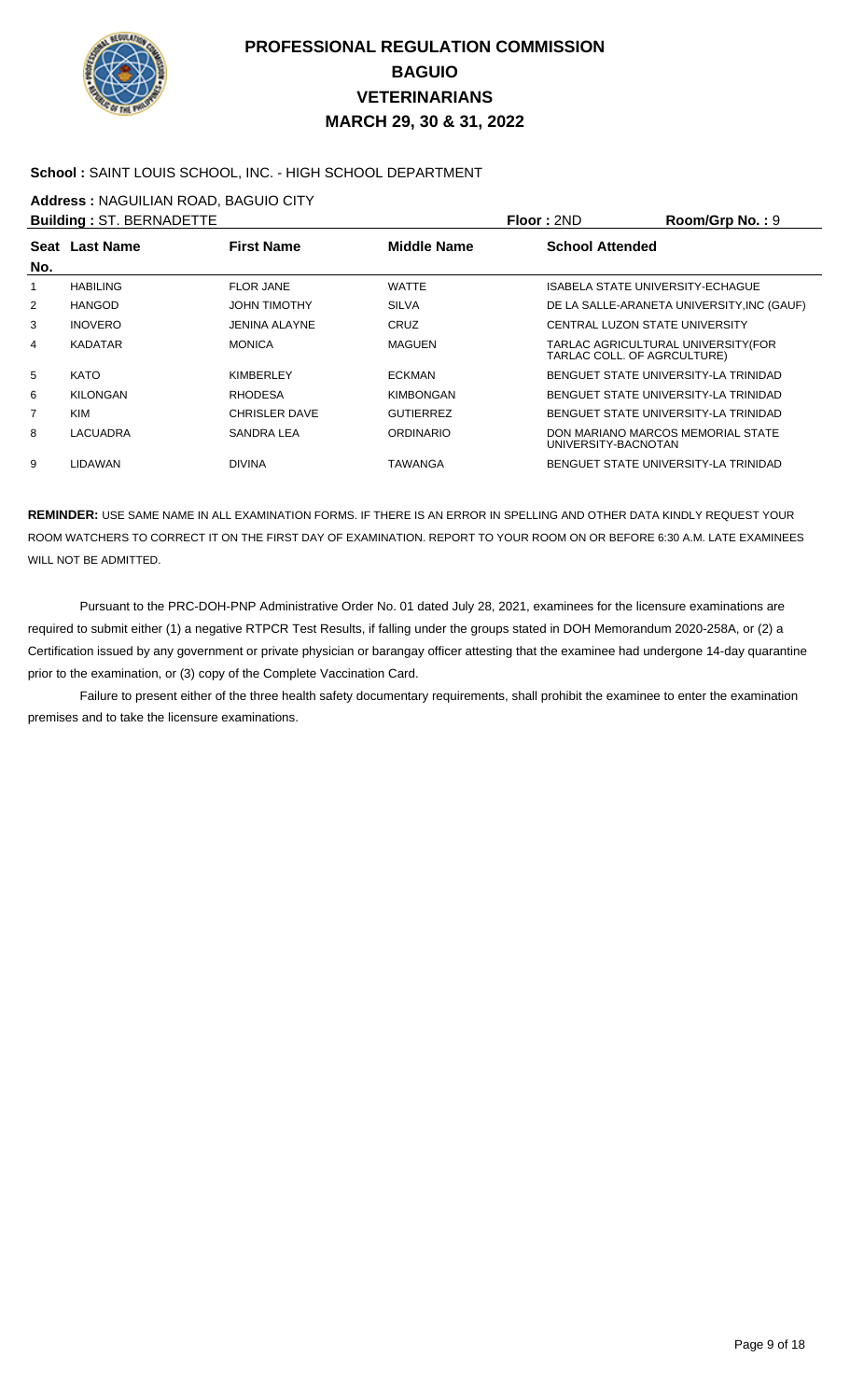# PROFESSIONAL REGULATION COMMISSION
## BAGUIO
## VETERINARIANS
## MARCH 29, 30 & 31, 2022

**School :** SAINT LOUIS SCHOOL, INC. - HIGH SCHOOL DEPARTMENT

**Address :** NAGUILIAN ROAD, BAGUIO CITY

**Building :** ST. BERNADETTE **Floor :** 2ND **Room/Grp No. :** 9

| Seat No. | Last Name | First Name | Middle Name | School Attended |
|---|---|---|---|---|
| 1 | HABILING | FLOR JANE | WATTE | ISABELA STATE UNIVERSITY-ECHAGUE |
| 2 | HANGOD | JOHN TIMOTHY | SILVA | DE LA SALLE-ARANETA UNIVERSITY,INC (GAUF) |
| 3 | INOVERO | JENINA ALAYNE | CRUZ | CENTRAL LUZON STATE UNIVERSITY |
| 4 | KADATAR | MONICA | MAGUEN | TARLAC AGRICULTURAL UNIVERSITY(FOR TARLAC COLL. OF AGRCULTURE) |
| 5 | KATO | KIMBERLEY | ECKMAN | BENGUET STATE UNIVERSITY-LA TRINIDAD |
| 6 | KILONGAN | RHODESA | KIMBONGAN | BENGUET STATE UNIVERSITY-LA TRINIDAD |
| 7 | KIM | CHRISLER DAVE | GUTIERREZ | BENGUET STATE UNIVERSITY-LA TRINIDAD |
| 8 | LACUADRA | SANDRA LEA | ORDINARIO | DON MARIANO MARCOS MEMORIAL STATE UNIVERSITY-BACNOTAN |
| 9 | LIDAWAN | DIVINA | TAWANGA | BENGUET STATE UNIVERSITY-LA TRINIDAD |

**REMINDER:** USE SAME NAME IN ALL EXAMINATION FORMS. IF THERE IS AN ERROR IN SPELLING AND OTHER DATA KINDLY REQUEST YOUR ROOM WATCHERS TO CORRECT IT ON THE FIRST DAY OF EXAMINATION. REPORT TO YOUR ROOM ON OR BEFORE 6:30 A.M. LATE EXAMINEES WILL NOT BE ADMITTED.

Pursuant to the PRC-DOH-PNP Administrative Order No. 01 dated July 28, 2021, examinees for the licensure examinations are required to submit either (1) a negative RTPCR Test Results, if falling under the groups stated in DOH Memorandum 2020-258A, or (2) a Certification issued by any government or private physician or barangay officer attesting that the examinee had undergone 14-day quarantine prior to the examination, or (3) copy of the Complete Vaccination Card.

Failure to present either of the three health safety documentary requirements, shall prohibit the examinee to enter the examination premises and to take the licensure examinations.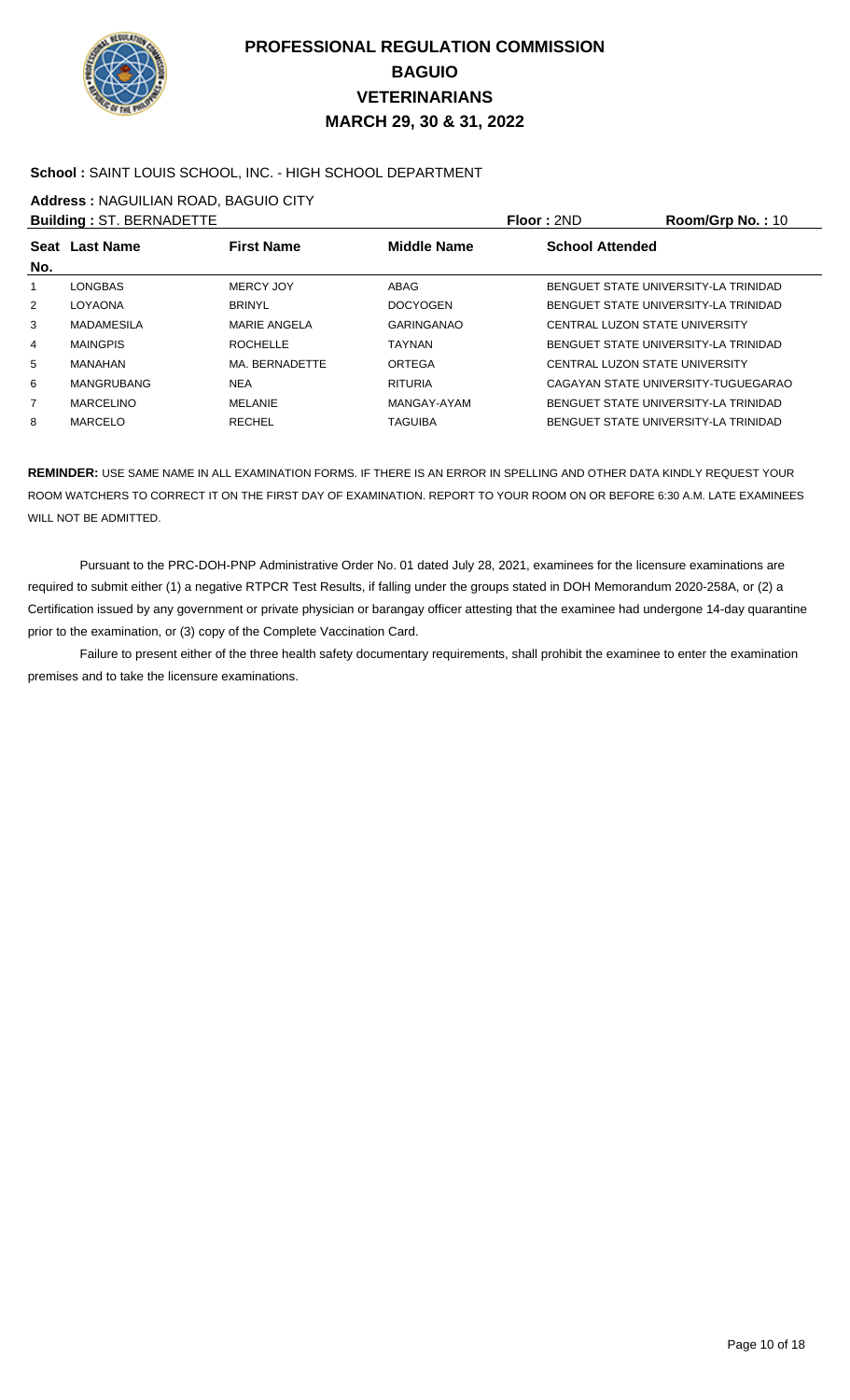# PROFESSIONAL REGULATION COMMISSION
## BAGUIO
## VETERINARIANS
## MARCH 29, 30 & 31, 2022

**School :** SAINT LOUIS SCHOOL, INC. - HIGH SCHOOL DEPARTMENT

**Address :** NAGUILIAN ROAD, BAGUIO CITY

**Building :** ST. BERNADETTE **Floor :** 2ND **Room/Grp No. :** 10

| Seat No. | Last Name | First Name | Middle Name | School Attended |
|---|---|---|---|---|
| 1 | LONGBAS | MERCY JOY | ABAG | BENGUET STATE UNIVERSITY-LA TRINIDAD |
| 2 | LOYAONA | BRINYL | DOCYOGEN | BENGUET STATE UNIVERSITY-LA TRINIDAD |
| 3 | MADAMESILA | MARIE ANGELA | GARINGANAO | CENTRAL LUZON STATE UNIVERSITY |
| 4 | MAINGPIS | ROCHELLE | TAYNAN | BENGUET STATE UNIVERSITY-LA TRINIDAD |
| 5 | MANAHAN | MA. BERNADETTE | ORTEGA | CENTRAL LUZON STATE UNIVERSITY |
| 6 | MANGRUBANG | NEA | RITURIA | CAGAYAN STATE UNIVERSITY-TUGUEGARAO |
| 7 | MARCELINO | MELANIE | MANGAY-AYAM | BENGUET STATE UNIVERSITY-LA TRINIDAD |
| 8 | MARCELO | RECHEL | TAGUIBA | BENGUET STATE UNIVERSITY-LA TRINIDAD |

**REMINDER:** USE SAME NAME IN ALL EXAMINATION FORMS. IF THERE IS AN ERROR IN SPELLING AND OTHER DATA KINDLY REQUEST YOUR ROOM WATCHERS TO CORRECT IT ON THE FIRST DAY OF EXAMINATION. REPORT TO YOUR ROOM ON OR BEFORE 6:30 A.M. LATE EXAMINEES WILL NOT BE ADMITTED.

Pursuant to the PRC-DOH-PNP Administrative Order No. 01 dated July 28, 2021, examinees for the licensure examinations are required to submit either (1) a negative RTPCR Test Results, if falling under the groups stated in DOH Memorandum 2020-258A, or (2) a Certification issued by any government or private physician or barangay officer attesting that the examinee had undergone 14-day quarantine prior to the examination, or (3) copy of the Complete Vaccination Card.

Failure to present either of the three health safety documentary requirements, shall prohibit the examinee to enter the examination premises and to take the licensure examinations.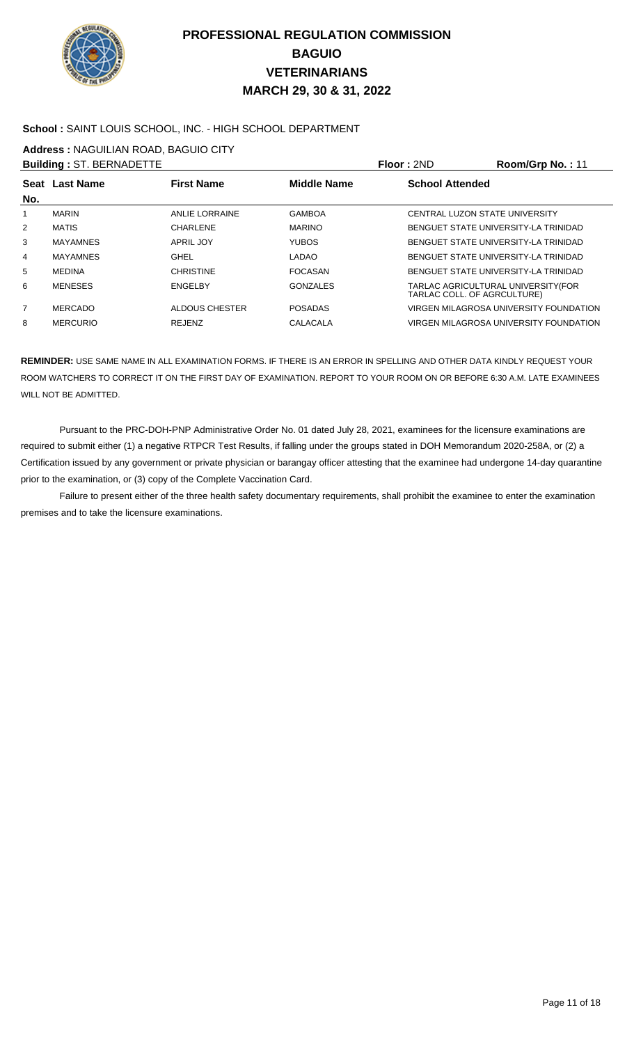# PROFESSIONAL REGULATION COMMISSION
## BAGUIO
## VETERINARIANS
## MARCH 29, 30 & 31, 2022

**School :** SAINT LOUIS SCHOOL, INC. - HIGH SCHOOL DEPARTMENT

**Address :** NAGUILIAN ROAD, BAGUIO CITY

**Building :** ST. BERNADETTE **Floor :** 2ND **Room/Grp No. :** 11

| Seat No. | Last Name | First Name | Middle Name | School Attended |
|---|---|---|---|---|
| 1 | MARIN | ANLIE LORRAINE | GAMBOA | CENTRAL LUZON STATE UNIVERSITY |
| 2 | MATIS | CHARLENE | MARINO | BENGUET STATE UNIVERSITY-LA TRINIDAD |
| 3 | MAYAMNES | APRIL JOY | YUBOS | BENGUET STATE UNIVERSITY-LA TRINIDAD |
| 4 | MAYAMNES | GHEL | LADAO | BENGUET STATE UNIVERSITY-LA TRINIDAD |
| 5 | MEDINA | CHRISTINE | FOCASAN | BENGUET STATE UNIVERSITY-LA TRINIDAD |
| 6 | MENESES | ENGELBY | GONZALES | TARLAC AGRICULTURAL UNIVERSITY(FOR TARLAC COLL. OF AGRCULTURE) |
| 7 | MERCADO | ALDOUS CHESTER | POSADAS | VIRGEN MILAGROSA UNIVERSITY FOUNDATION |
| 8 | MERCURIO | REJENZ | CALACALA | VIRGEN MILAGROSA UNIVERSITY FOUNDATION |

**REMINDER:** USE SAME NAME IN ALL EXAMINATION FORMS. IF THERE IS AN ERROR IN SPELLING AND OTHER DATA KINDLY REQUEST YOUR ROOM WATCHERS TO CORRECT IT ON THE FIRST DAY OF EXAMINATION. REPORT TO YOUR ROOM ON OR BEFORE 6:30 A.M. LATE EXAMINEES WILL NOT BE ADMITTED.

Pursuant to the PRC-DOH-PNP Administrative Order No. 01 dated July 28, 2021, examinees for the licensure examinations are required to submit either (1) a negative RTPCR Test Results, if falling under the groups stated in DOH Memorandum 2020-258A, or (2) a Certification issued by any government or private physician or barangay officer attesting that the examinee had undergone 14-day quarantine prior to the examination, or (3) copy of the Complete Vaccination Card.

Failure to present either of the three health safety documentary requirements, shall prohibit the examinee to enter the examination premises and to take the licensure examinations.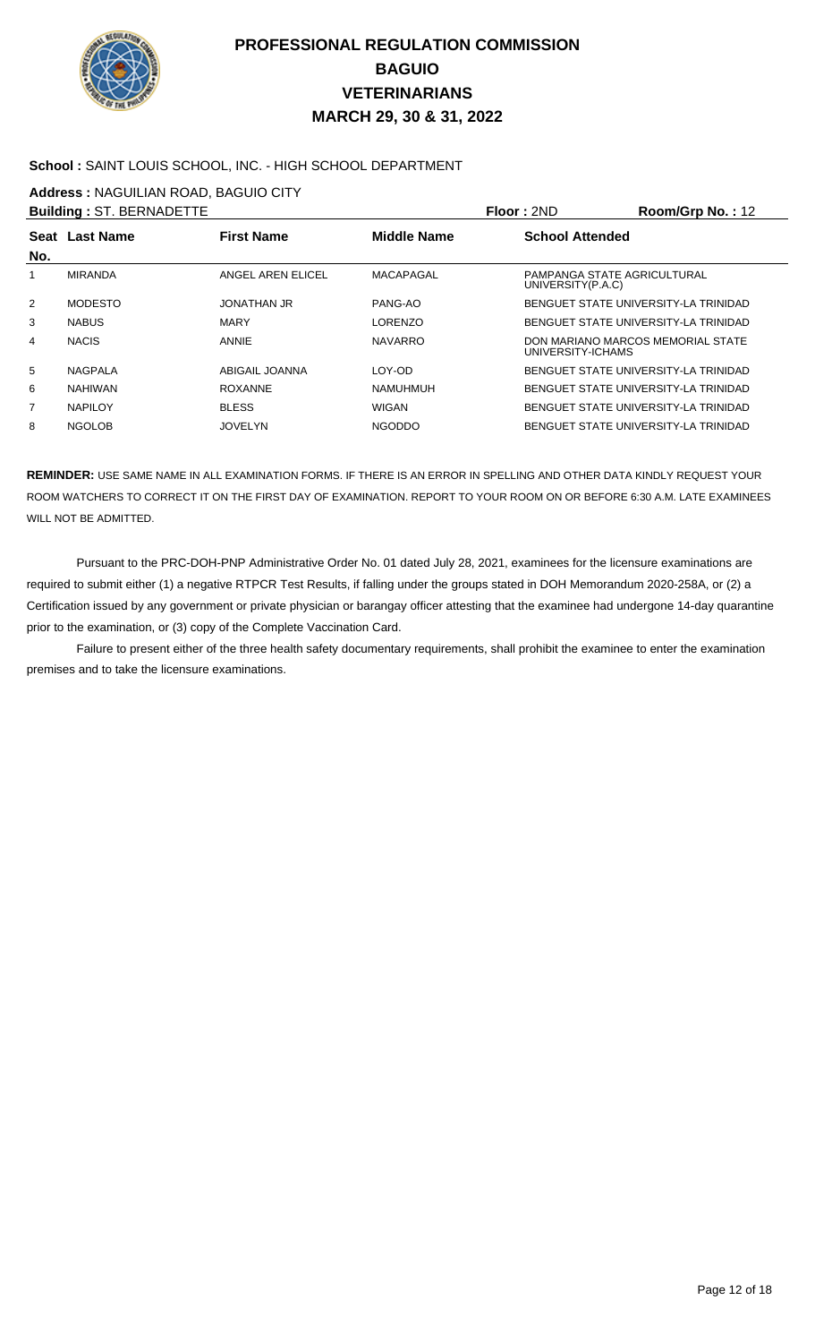# PROFESSIONAL REGULATION COMMISSION
## BAGUIO
## VETERINARIANS
## MARCH 29, 30 & 31, 2022

**School :** SAINT LOUIS SCHOOL, INC. - HIGH SCHOOL DEPARTMENT

**Address :** NAGUILIAN ROAD, BAGUIO CITY

**Building :** ST. BERNADETTE **Floor :** 2ND **Room/Grp No. :** 12

| Seat No. | Last Name | First Name | Middle Name | School Attended |
|---|---|---|---|---|
| 1 | MIRANDA | ANGEL AREN ELICEL | MACAPAGAL | PAMPANGA STATE AGRICULTURAL UNIVERSITY(P.A.C) |
| 2 | MODESTO | JONATHAN JR | PANG-AO | BENGUET STATE UNIVERSITY-LA TRINIDAD |
| 3 | NABUS | MARY | LORENZO | BENGUET STATE UNIVERSITY-LA TRINIDAD |
| 4 | NACIS | ANNIE | NAVARRO | DON MARIANO MARCOS MEMORIAL STATE UNIVERSITY-ICHAMS |
| 5 | NAGPALA | ABIGAIL JOANNA | LOY-OD | BENGUET STATE UNIVERSITY-LA TRINIDAD |
| 6 | NAHIWAN | ROXANNE | NAMUHMUH | BENGUET STATE UNIVERSITY-LA TRINIDAD |
| 7 | NAPILOY | BLESS | WIGAN | BENGUET STATE UNIVERSITY-LA TRINIDAD |
| 8 | NGOLOB | JOVELYN | NGODDO | BENGUET STATE UNIVERSITY-LA TRINIDAD |

**REMINDER:** USE SAME NAME IN ALL EXAMINATION FORMS. IF THERE IS AN ERROR IN SPELLING AND OTHER DATA KINDLY REQUEST YOUR ROOM WATCHERS TO CORRECT IT ON THE FIRST DAY OF EXAMINATION. REPORT TO YOUR ROOM ON OR BEFORE 6:30 A.M. LATE EXAMINEES WILL NOT BE ADMITTED.

Pursuant to the PRC-DOH-PNP Administrative Order No. 01 dated July 28, 2021, examinees for the licensure examinations are required to submit either (1) a negative RTPCR Test Results, if falling under the groups stated in DOH Memorandum 2020-258A, or (2) a Certification issued by any government or private physician or barangay officer attesting that the examinee had undergone 14-day quarantine prior to the examination, or (3) copy of the Complete Vaccination Card.

Failure to present either of the three health safety documentary requirements, shall prohibit the examinee to enter the examination premises and to take the licensure examinations.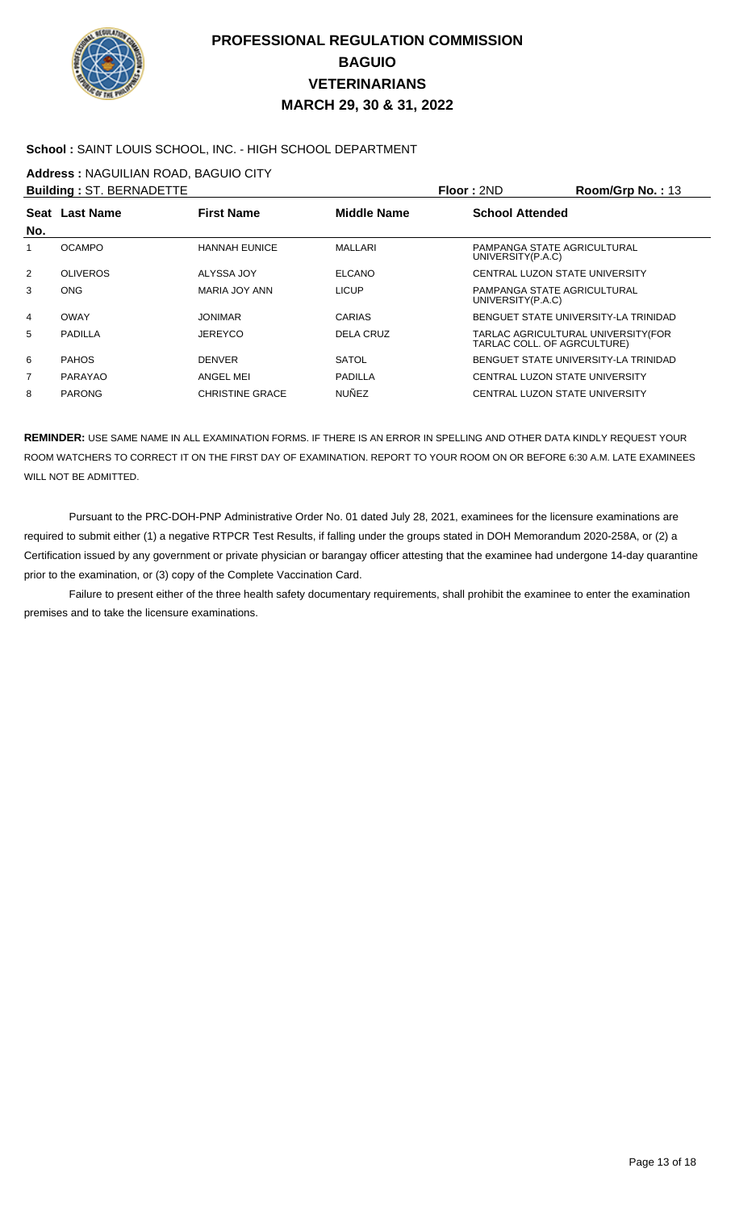# PROFESSIONAL REGULATION COMMISSION
## BAGUIO
## VETERINARIANS
## MARCH 29, 30 & 31, 2022

**School :** SAINT LOUIS SCHOOL, INC. - HIGH SCHOOL DEPARTMENT

**Address :** NAGUILIAN ROAD, BAGUIO CITY

**Building :** ST. BERNADETTE **Floor :** 2ND **Room/Grp No. :** 13

| Seat No. | Last Name | First Name | Middle Name | School Attended |
|---|---|---|---|---|
| 1 | OCAMPO | HANNAH EUNICE | MALLARI | PAMPANGA STATE AGRICULTURAL UNIVERSITY(P.A.C) |
| 2 | OLIVEROS | ALYSSA JOY | ELCANO | CENTRAL LUZON STATE UNIVERSITY |
| 3 | ONG | MARIA JOY ANN | LICUP | PAMPANGA STATE AGRICULTURAL UNIVERSITY(P.A.C) |
| 4 | OWAY | JONIMAR | CARIAS | BENGUET STATE UNIVERSITY-LA TRINIDAD |
| 5 | PADILLA | JEREYCO | DELA CRUZ | TARLAC AGRICULTURAL UNIVERSITY(FOR TARLAC COLL. OF AGRCULTURE) |
| 6 | PAHOS | DENVER | SATOL | BENGUET STATE UNIVERSITY-LA TRINIDAD |
| 7 | PARAYAO | ANGEL MEI | PADILLA | CENTRAL LUZON STATE UNIVERSITY |
| 8 | PARONG | CHRISTINE GRACE | NUÑEZ | CENTRAL LUZON STATE UNIVERSITY |

**REMINDER:** USE SAME NAME IN ALL EXAMINATION FORMS. IF THERE IS AN ERROR IN SPELLING AND OTHER DATA KINDLY REQUEST YOUR ROOM WATCHERS TO CORRECT IT ON THE FIRST DAY OF EXAMINATION. REPORT TO YOUR ROOM ON OR BEFORE 6:30 A.M. LATE EXAMINEES WILL NOT BE ADMITTED.

Pursuant to the PRC-DOH-PNP Administrative Order No. 01 dated July 28, 2021, examinees for the licensure examinations are required to submit either (1) a negative RTPCR Test Results, if falling under the groups stated in DOH Memorandum 2020-258A, or (2) a Certification issued by any government or private physician or barangay officer attesting that the examinee had undergone 14-day quarantine prior to the examination, or (3) copy of the Complete Vaccination Card.

Failure to present either of the three health safety documentary requirements, shall prohibit the examinee to enter the examination premises and to take the licensure examinations.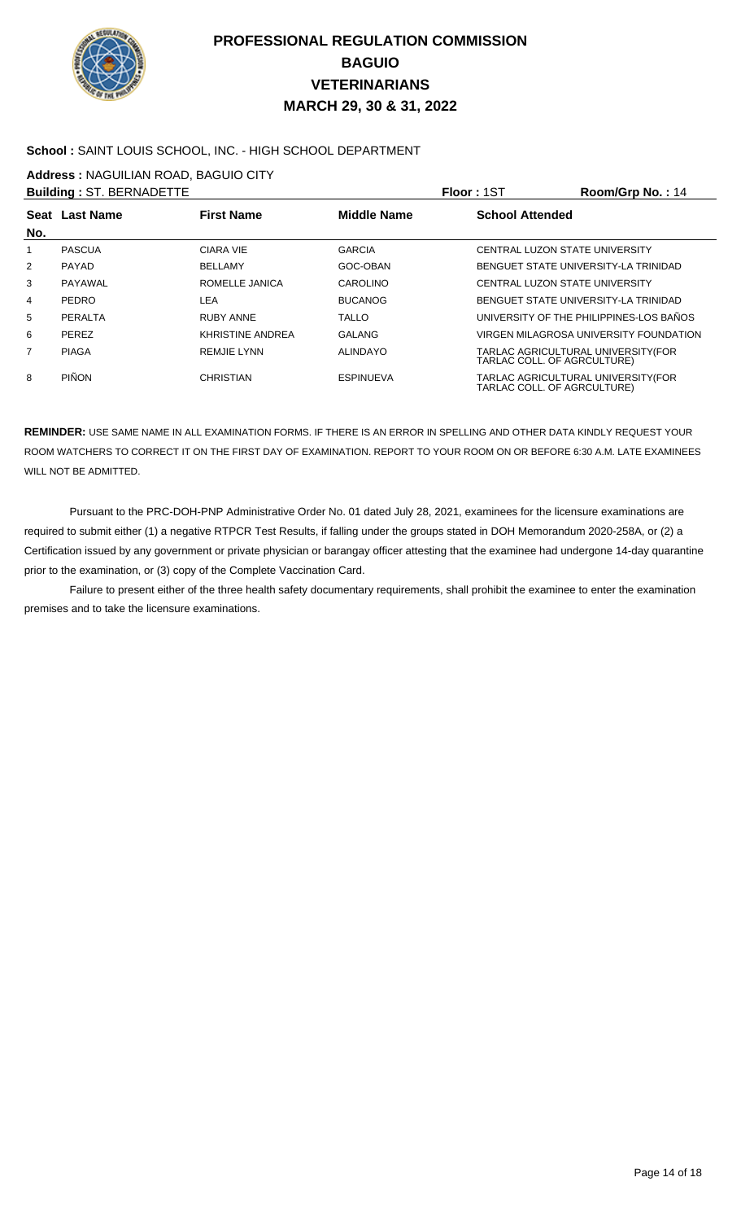# PROFESSIONAL REGULATION COMMISSION
# BAGUIO
# VETERINARIANS
# MARCH 29, 30 & 31, 2022

**School :** SAINT LOUIS SCHOOL, INC. - HIGH SCHOOL DEPARTMENT

**Address :** NAGUILIAN ROAD, BAGUIO CITY

**Building :** ST. BERNADETTE **Floor :** 1ST **Room/Grp No. :** 14

| Seat No. | Last Name | First Name | Middle Name | School Attended |
|---|---|---|---|---|
| 1 | PASCUA | CIARA VIE | GARCIA | CENTRAL LUZON STATE UNIVERSITY |
| 2 | PAYAD | BELLAMY | GOC-OBAN | BENGUET STATE UNIVERSITY-LA TRINIDAD |
| 3 | PAYAWAL | ROMELLE JANICA | CAROLINO | CENTRAL LUZON STATE UNIVERSITY |
| 4 | PEDRO | LEA | BUCANOG | BENGUET STATE UNIVERSITY-LA TRINIDAD |
| 5 | PERALTA | RUBY ANNE | TALLO | UNIVERSITY OF THE PHILIPPINES-LOS BAÑOS |
| 6 | PEREZ | KHRISTINE ANDREA | GALANG | VIRGEN MILAGROSA UNIVERSITY FOUNDATION |
| 7 | PIAGA | REMJIE LYNN | ALINDAYO | TARLAC AGRICULTURAL UNIVERSITY(FOR TARLAC COLL. OF AGRCULTURE) |
| 8 | PIÑON | CHRISTIAN | ESPINUEVA | TARLAC AGRICULTURAL UNIVERSITY(FOR TARLAC COLL. OF AGRCULTURE) |

**REMINDER:** USE SAME NAME IN ALL EXAMINATION FORMS. IF THERE IS AN ERROR IN SPELLING AND OTHER DATA KINDLY REQUEST YOUR ROOM WATCHERS TO CORRECT IT ON THE FIRST DAY OF EXAMINATION. REPORT TO YOUR ROOM ON OR BEFORE 6:30 A.M. LATE EXAMINEES WILL NOT BE ADMITTED.

Pursuant to the PRC-DOH-PNP Administrative Order No. 01 dated July 28, 2021, examinees for the licensure examinations are required to submit either (1) a negative RTPCR Test Results, if falling under the groups stated in DOH Memorandum 2020-258A, or (2) a Certification issued by any government or private physician or barangay officer attesting that the examinee had undergone 14-day quarantine prior to the examination, or (3) copy of the Complete Vaccination Card.

Failure to present either of the three health safety documentary requirements, shall prohibit the examinee to enter the examination premises and to take the licensure examinations.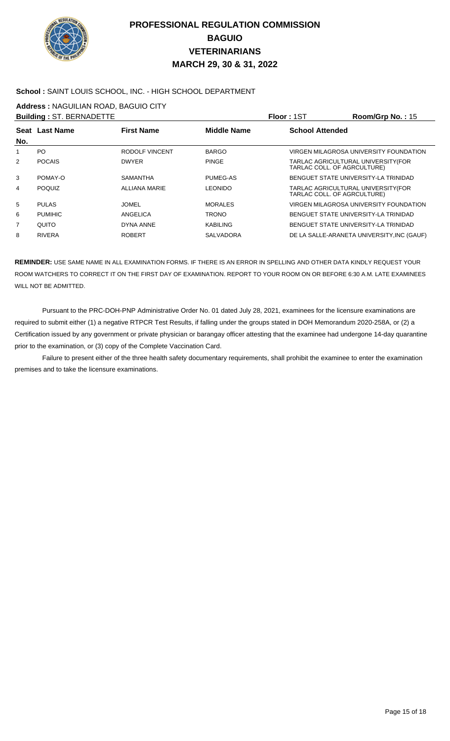# PROFESSIONAL REGULATION COMMISSION
## BAGUIO
## VETERINARIANS
## MARCH 29, 30 & 31, 2022

**School :** SAINT LOUIS SCHOOL, INC. - HIGH SCHOOL DEPARTMENT

**Address :** NAGUILIAN ROAD, BAGUIO CITY

**Building :** ST. BERNADETTE **Floor :** 1ST **Room/Grp No. :** 15

| Seat No. | Last Name | First Name | Middle Name | School Attended |
|---|---|---|---|---|
| 1 | PO | RODOLF VINCENT | BARGO | VIRGEN MILAGROSA UNIVERSITY FOUNDATION |
| 2 | POCAIS | DWYER | PINGE | TARLAC AGRICULTURAL UNIVERSITY(FOR TARLAC COLL. OF AGRCULTURE) |
| 3 | POMAY-O | SAMANTHA | PUMEG-AS | BENGUET STATE UNIVERSITY-LA TRINIDAD |
| 4 | POQUIZ | ALLIANA MARIE | LEONIDO | TARLAC AGRICULTURAL UNIVERSITY(FOR TARLAC COLL. OF AGRCULTURE) |
| 5 | PULAS | JOMEL | MORALES | VIRGEN MILAGROSA UNIVERSITY FOUNDATION |
| 6 | PUMIHIC | ANGELICA | TRONO | BENGUET STATE UNIVERSITY-LA TRINIDAD |
| 7 | QUITO | DYNA ANNE | KABILING | BENGUET STATE UNIVERSITY-LA TRINIDAD |
| 8 | RIVERA | ROBERT | SALVADORA | DE LA SALLE-ARANETA UNIVERSITY,INC (GAUF) |

**REMINDER:** USE SAME NAME IN ALL EXAMINATION FORMS. IF THERE IS AN ERROR IN SPELLING AND OTHER DATA KINDLY REQUEST YOUR ROOM WATCHERS TO CORRECT IT ON THE FIRST DAY OF EXAMINATION. REPORT TO YOUR ROOM ON OR BEFORE 6:30 A.M. LATE EXAMINEES WILL NOT BE ADMITTED.

Pursuant to the PRC-DOH-PNP Administrative Order No. 01 dated July 28, 2021, examinees for the licensure examinations are required to submit either (1) a negative RTPCR Test Results, if falling under the groups stated in DOH Memorandum 2020-258A, or (2) a Certification issued by any government or private physician or barangay officer attesting that the examinee had undergone 14-day quarantine prior to the examination, or (3) copy of the Complete Vaccination Card.

Failure to present either of the three health safety documentary requirements, shall prohibit the examinee to enter the examination premises and to take the licensure examinations.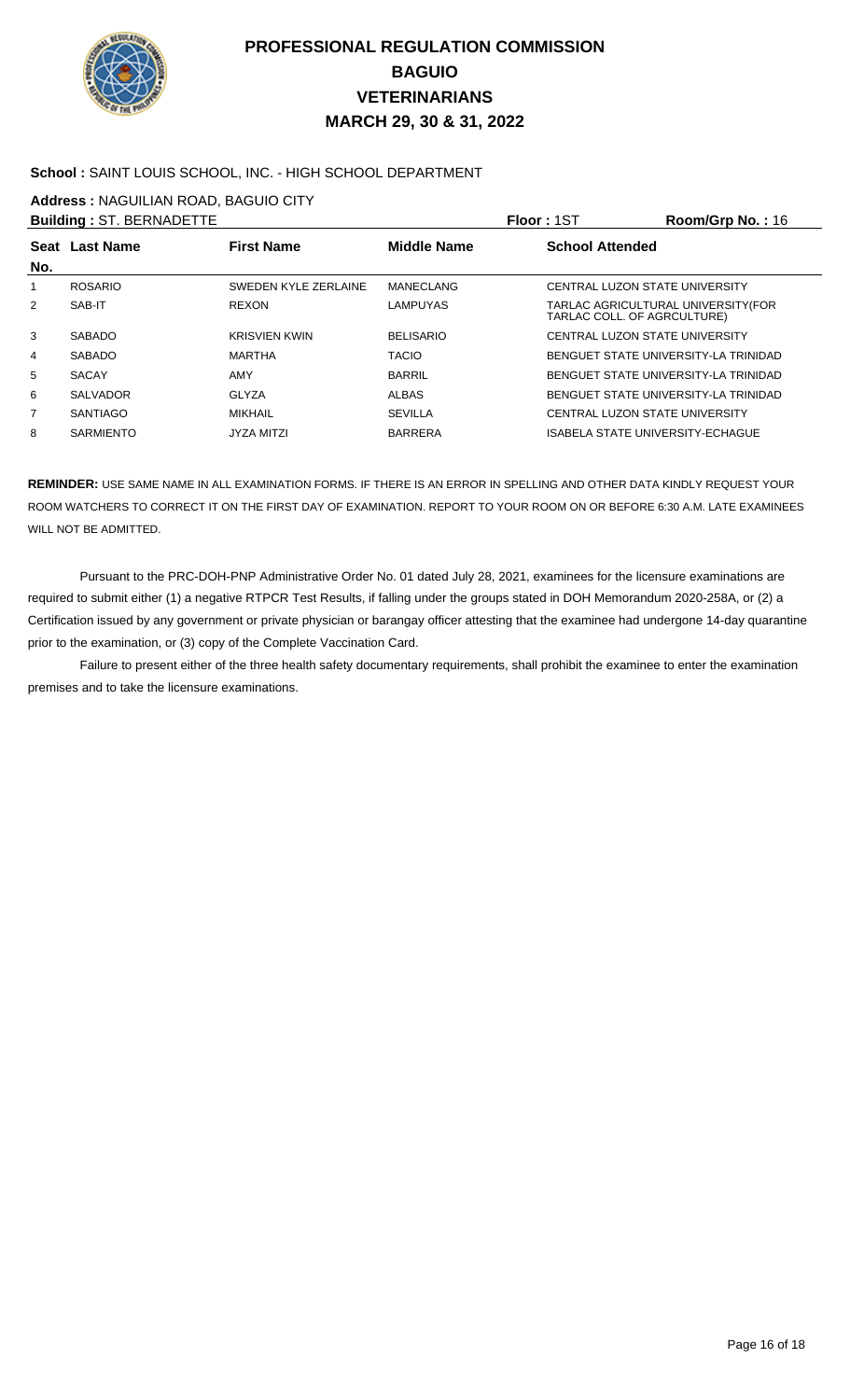# PROFESSIONAL REGULATION COMMISSION
# BAGUIO
# VETERINARIANS
# MARCH 29, 30 & 31, 2022

**School :** SAINT LOUIS SCHOOL, INC. - HIGH SCHOOL DEPARTMENT

**Address :** NAGUILIAN ROAD, BAGUIO CITY

**Building :** ST. BERNADETTE **Floor :** 1ST **Room/Grp No. :** 16

| Seat No. | Last Name | First Name | Middle Name | School Attended |
|---|---|---|---|---|
| 1 | ROSARIO | SWEDEN KYLE ZERLAINE | MANECLANG | CENTRAL LUZON STATE UNIVERSITY |
| 2 | SAB-IT | REXON | LAMPUYAS | TARLAC AGRICULTURAL UNIVERSITY(FOR TARLAC COLL. OF AGRCULTURE) |
| 3 | SABADO | KRISVIEN KWIN | BELISARIO | CENTRAL LUZON STATE UNIVERSITY |
| 4 | SABADO | MARTHA | TACIO | BENGUET STATE UNIVERSITY-LA TRINIDAD |
| 5 | SACAY | AMY | BARRIL | BENGUET STATE UNIVERSITY-LA TRINIDAD |
| 6 | SALVADOR | GLYZA | ALBAS | BENGUET STATE UNIVERSITY-LA TRINIDAD |
| 7 | SANTIAGO | MIKHAIL | SEVILLA | CENTRAL LUZON STATE UNIVERSITY |
| 8 | SARMIENTO | JYZA MITZI | BARRERA | ISABELA STATE UNIVERSITY-ECHAGUE |

**REMINDER:** USE SAME NAME IN ALL EXAMINATION FORMS. IF THERE IS AN ERROR IN SPELLING AND OTHER DATA KINDLY REQUEST YOUR ROOM WATCHERS TO CORRECT IT ON THE FIRST DAY OF EXAMINATION. REPORT TO YOUR ROOM ON OR BEFORE 6:30 A.M. LATE EXAMINEES WILL NOT BE ADMITTED.

Pursuant to the PRC-DOH-PNP Administrative Order No. 01 dated July 28, 2021, examinees for the licensure examinations are required to submit either (1) a negative RTPCR Test Results, if falling under the groups stated in DOH Memorandum 2020-258A, or (2) a Certification issued by any government or private physician or barangay officer attesting that the examinee had undergone 14-day quarantine prior to the examination, or (3) copy of the Complete Vaccination Card.

Failure to present either of the three health safety documentary requirements, shall prohibit the examinee to enter the examination premises and to take the licensure examinations.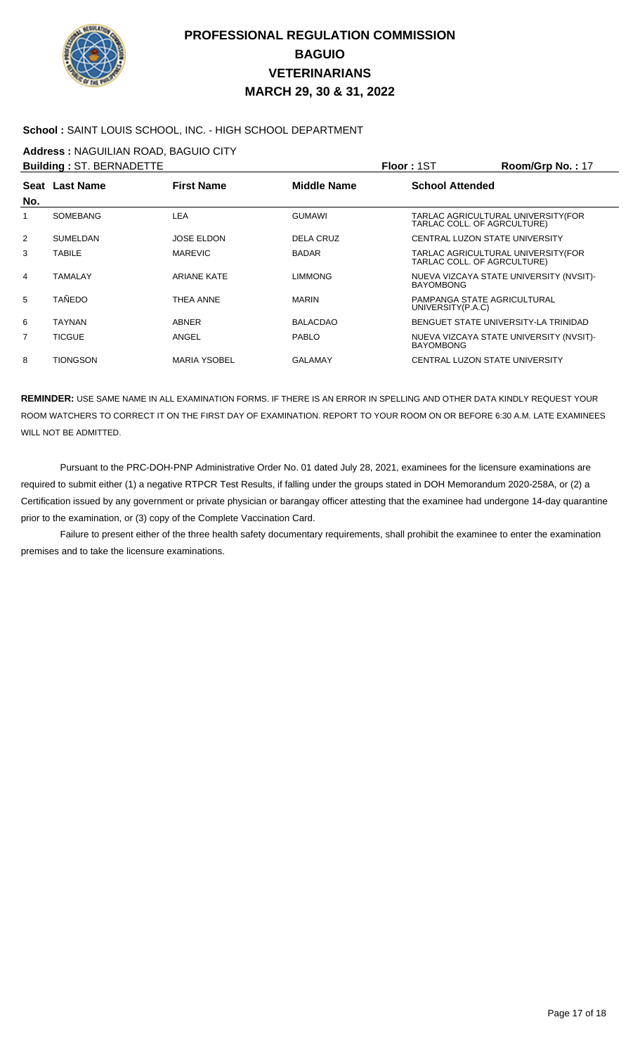# PROFESSIONAL REGULATION COMMISSION
## BAGUIO
## VETERINARIANS
## MARCH 29, 30 & 31, 2022

**School :** SAINT LOUIS SCHOOL, INC. - HIGH SCHOOL DEPARTMENT

**Address :** NAGUILIAN ROAD, BAGUIO CITY

**Building :** ST. BERNADETTE &nbsp;&nbsp;&nbsp;&nbsp; **Floor :** 1ST &nbsp;&nbsp;&nbsp;&nbsp; **Room/Grp No. :** 17

| Seat No. | Last Name | First Name | Middle Name | School Attended |
|---|---|---|---|---|
| 1 | SOMEBANG | LEA | GUMAWI | TARLAC AGRICULTURAL UNIVERSITY(FOR TARLAC COLL. OF AGRCULTURE) |
| 2 | SUMELDAN | JOSE ELDON | DELA CRUZ | CENTRAL LUZON STATE UNIVERSITY |
| 3 | TABILE | MAREVIC | BADAR | TARLAC AGRICULTURAL UNIVERSITY(FOR TARLAC COLL. OF AGRCULTURE) |
| 4 | TAMALAY | ARIANE KATE | LIMMONG | NUEVA VIZCAYA STATE UNIVERSITY (NVSIT)-BAYOMBONG |
| 5 | TAÑEDO | THEA ANNE | MARIN | PAMPANGA STATE AGRICULTURAL UNIVERSITY(P.A.C) |
| 6 | TAYNAN | ABNER | BALACDAO | BENGUET STATE UNIVERSITY-LA TRINIDAD |
| 7 | TICGUE | ANGEL | PABLO | NUEVA VIZCAYA STATE UNIVERSITY (NVSIT)-BAYOMBONG |
| 8 | TIONGSON | MARIA YSOBEL | GALAMAY | CENTRAL LUZON STATE UNIVERSITY |

**REMINDER:** USE SAME NAME IN ALL EXAMINATION FORMS. IF THERE IS AN ERROR IN SPELLING AND OTHER DATA KINDLY REQUEST YOUR ROOM WATCHERS TO CORRECT IT ON THE FIRST DAY OF EXAMINATION. REPORT TO YOUR ROOM ON OR BEFORE 6:30 A.M. LATE EXAMINEES WILL NOT BE ADMITTED.

Pursuant to the PRC-DOH-PNP Administrative Order No. 01 dated July 28, 2021, examinees for the licensure examinations are required to submit either (1) a negative RTPCR Test Results, if falling under the groups stated in DOH Memorandum 2020-258A, or (2) a Certification issued by any government or private physician or barangay officer attesting that the examinee had undergone 14-day quarantine prior to the examination, or (3) copy of the Complete Vaccination Card.

Failure to present either of the three health safety documentary requirements, shall prohibit the examinee to enter the examination premises and to take the licensure examinations.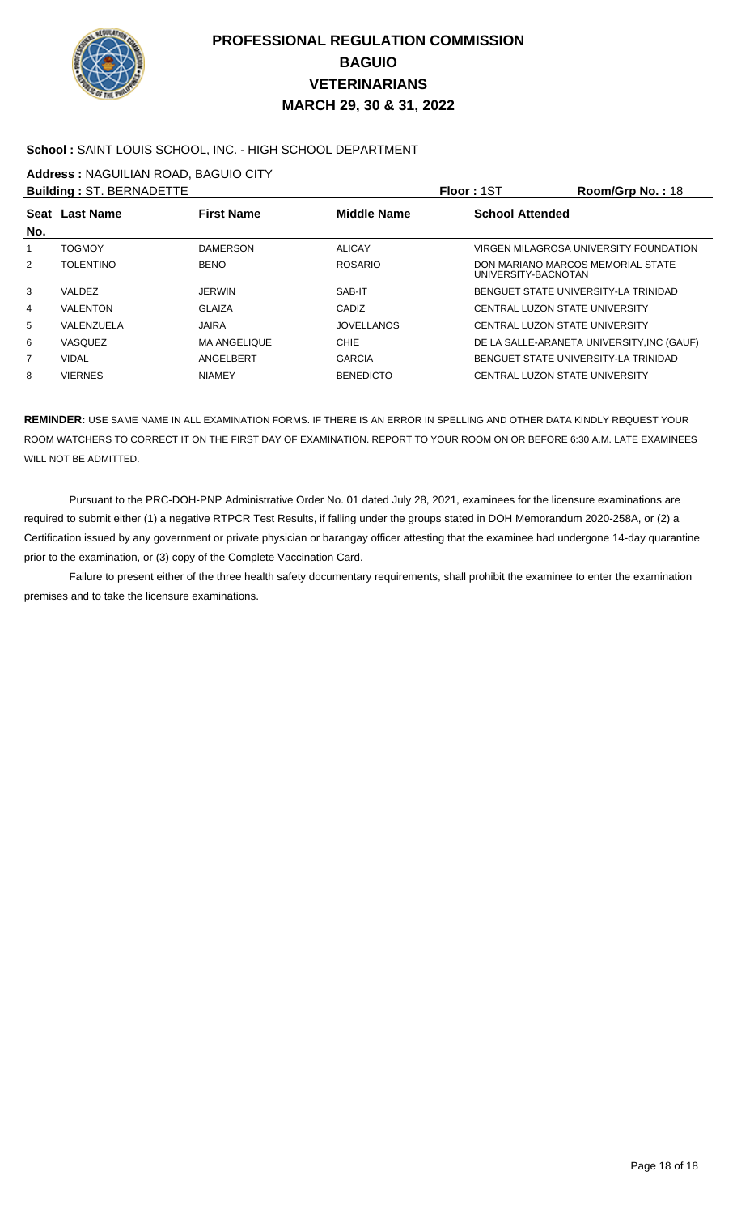# PROFESSIONAL REGULATION COMMISSION
# BAGUIO
# VETERINARIANS
# MARCH 29, 30 & 31, 2022

**School :** SAINT LOUIS SCHOOL, INC. - HIGH SCHOOL DEPARTMENT

**Address :** NAGUILIAN ROAD, BAGUIO CITY

**Building :** ST. BERNADETTE **Floor :** 1ST **Room/Grp No. :** 18

| Seat No. | Last Name | First Name | Middle Name | School Attended |
|---|---|---|---|---|
| 1 | TOGMOY | DAMERSON | ALICAY | VIRGEN MILAGROSA UNIVERSITY FOUNDATION |
| 2 | TOLENTINO | BENO | ROSARIO | DON MARIANO MARCOS MEMORIAL STATE UNIVERSITY-BACNOTAN |
| 3 | VALDEZ | JERWIN | SAB-IT | BENGUET STATE UNIVERSITY-LA TRINIDAD |
| 4 | VALENTON | GLAIZA | CADIZ | CENTRAL LUZON STATE UNIVERSITY |
| 5 | VALENZUELA | JAIRA | JOVELLANOS | CENTRAL LUZON STATE UNIVERSITY |
| 6 | VASQUEZ | MA ANGELIQUE | CHIE | DE LA SALLE-ARANETA UNIVERSITY,INC (GAUF) |
| 7 | VIDAL | ANGELBERT | GARCIA | BENGUET STATE UNIVERSITY-LA TRINIDAD |
| 8 | VIERNES | NIAMEY | BENEDICTO | CENTRAL LUZON STATE UNIVERSITY |

**REMINDER:** USE SAME NAME IN ALL EXAMINATION FORMS. IF THERE IS AN ERROR IN SPELLING AND OTHER DATA KINDLY REQUEST YOUR ROOM WATCHERS TO CORRECT IT ON THE FIRST DAY OF EXAMINATION. REPORT TO YOUR ROOM ON OR BEFORE 6:30 A.M. LATE EXAMINEES WILL NOT BE ADMITTED.

Pursuant to the PRC-DOH-PNP Administrative Order No. 01 dated July 28, 2021, examinees for the licensure examinations are required to submit either (1) a negative RTPCR Test Results, if falling under the groups stated in DOH Memorandum 2020-258A, or (2) a Certification issued by any government or private physician or barangay officer attesting that the examinee had undergone 14-day quarantine prior to the examination, or (3) copy of the Complete Vaccination Card.

Failure to present either of the three health safety documentary requirements, shall prohibit the examinee to enter the examination premises and to take the licensure examinations.